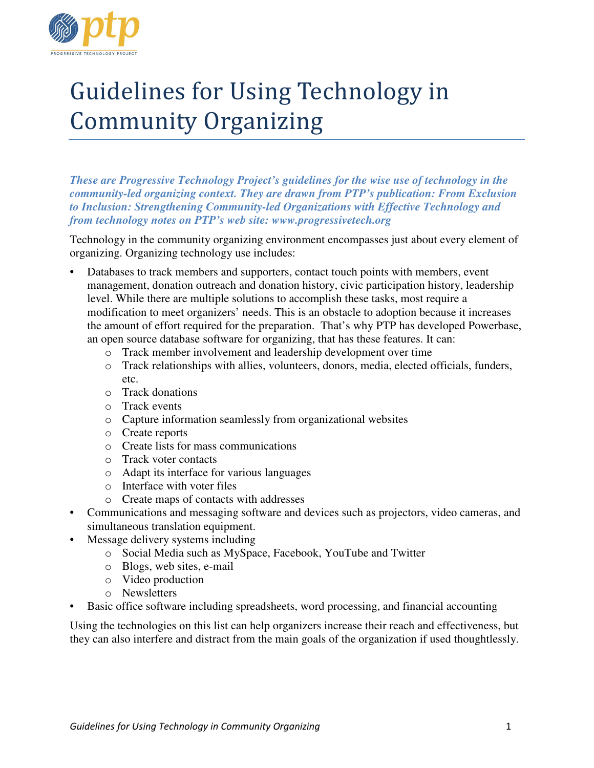# Guidelines for Using Technology in Community Organizing

***These are Progressive Technology Project's guidelines for the wise use of technology in the community-led organizing context. They are drawn from PTP's publication: From Exclusion to Inclusion: Strengthening Community-led Organizations with Effective Technology and from technology notes on PTP's web site: www.progressivetech.org***

Technology in the community organizing environment encompasses just about every element of organizing. Organizing technology use includes:

- Databases to track members and supporters, contact touch points with members, event management, donation outreach and donation history, civic participation history, leadership level. While there are multiple solutions to accomplish these tasks, most require a modification to meet organizers' needs. This is an obstacle to adoption because it increases the amount of effort required for the preparation. That's why PTP has developed Powerbase, an open source database software for organizing, that has these features. It can:
  - Track member involvement and leadership development over time
  - Track relationships with allies, volunteers, donors, media, elected officials, funders, etc.
  - Track donations
  - Track events
  - Capture information seamlessly from organizational websites
  - Create reports
  - Create lists for mass communications
  - Track voter contacts
  - Adapt its interface for various languages
  - Interface with voter files
  - Create maps of contacts with addresses
- Communications and messaging software and devices such as projectors, video cameras, and simultaneous translation equipment.
- Message delivery systems including
  - Social Media such as MySpace, Facebook, YouTube and Twitter
  - Blogs, web sites, e-mail
  - Video production
  - Newsletters
- Basic office software including spreadsheets, word processing, and financial accounting

Using the technologies on this list can help organizers increase their reach and effectiveness, but they can also interfere and distract from the main goals of the organization if used thoughtlessly.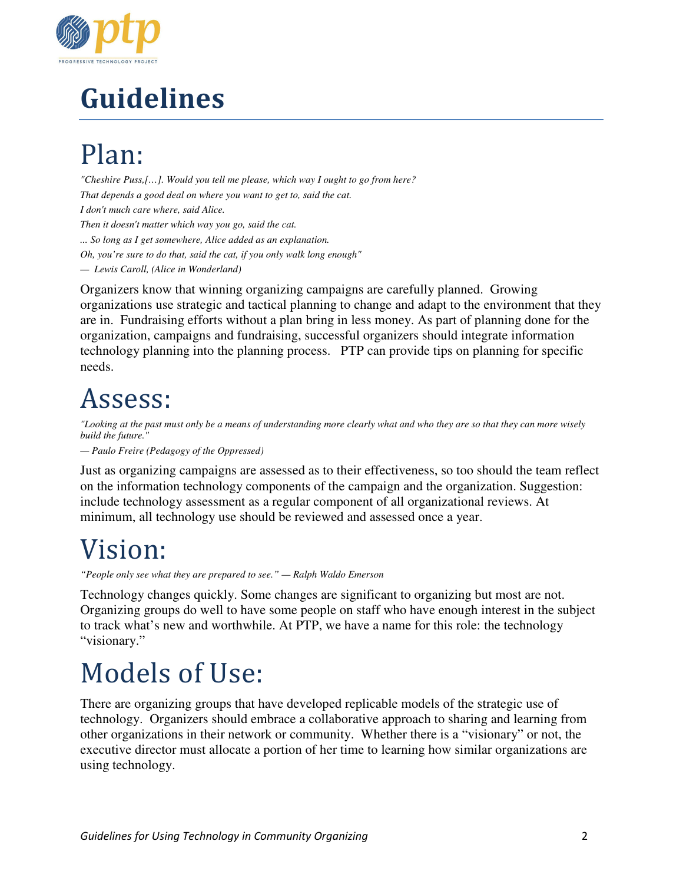# Guidelines

## Plan:

*"Cheshire Puss,[…]. Would you tell me please, which way I ought to go from here?*

*That depends a good deal on where you want to get to, said the cat.*

*I don't much care where, said Alice.*

*Then it doesn't matter which way you go, said the cat.*

*... So long as I get somewhere, Alice added as an explanation.*

*Oh, you're sure to do that, said the cat, if you only walk long enough"*

*— Lewis Caroll, (Alice in Wonderland)*

Organizers know that winning organizing campaigns are carefully planned. Growing organizations use strategic and tactical planning to change and adapt to the environment that they are in. Fundraising efforts without a plan bring in less money. As part of planning done for the organization, campaigns and fundraising, successful organizers should integrate information technology planning into the planning process. PTP can provide tips on planning for specific needs.

## Assess:

*"Looking at the past must only be a means of understanding more clearly what and who they are so that they can more wisely build the future."*

*— Paulo Freire (Pedagogy of the Oppressed)*

Just as organizing campaigns are assessed as to their effectiveness, so too should the team reflect on the information technology components of the campaign and the organization. Suggestion: include technology assessment as a regular component of all organizational reviews. At minimum, all technology use should be reviewed and assessed once a year.

## Vision:

*"People only see what they are prepared to see." — Ralph Waldo Emerson*

Technology changes quickly. Some changes are significant to organizing but most are not. Organizing groups do well to have some people on staff who have enough interest in the subject to track what's new and worthwhile. At PTP, we have a name for this role: the technology "visionary."

## Models of Use:

There are organizing groups that have developed replicable models of the strategic use of technology. Organizers should embrace a collaborative approach to sharing and learning from other organizations in their network or community. Whether there is a "visionary" or not, the executive director must allocate a portion of her time to learning how similar organizations are using technology.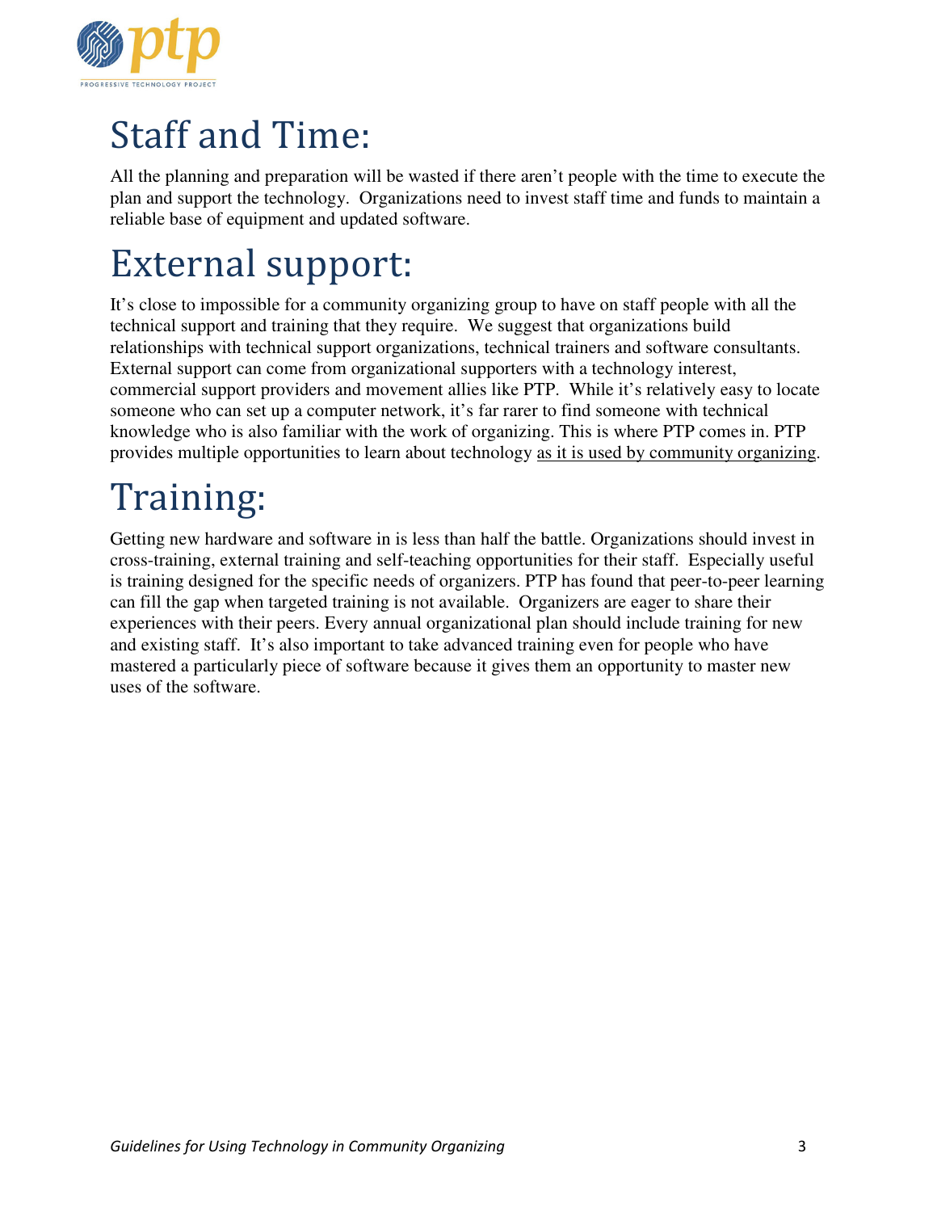# Staff and Time:

All the planning and preparation will be wasted if there aren't people with the time to execute the plan and support the technology. Organizations need to invest staff time and funds to maintain a reliable base of equipment and updated software.

# External support:

It's close to impossible for a community organizing group to have on staff people with all the technical support and training that they require. We suggest that organizations build relationships with technical support organizations, technical trainers and software consultants. External support can come from organizational supporters with a technology interest, commercial support providers and movement allies like PTP. While it's relatively easy to locate someone who can set up a computer network, it's far rarer to find someone with technical knowledge who is also familiar with the work of organizing. This is where PTP comes in. PTP provides multiple opportunities to learn about technology as it is used by community organizing.

# Training:

Getting new hardware and software in is less than half the battle. Organizations should invest in cross-training, external training and self-teaching opportunities for their staff. Especially useful is training designed for the specific needs of organizers. PTP has found that peer-to-peer learning can fill the gap when targeted training is not available. Organizers are eager to share their experiences with their peers. Every annual organizational plan should include training for new and existing staff. It's also important to take advanced training even for people who have mastered a particularly piece of software because it gives them an opportunity to master new uses of the software.